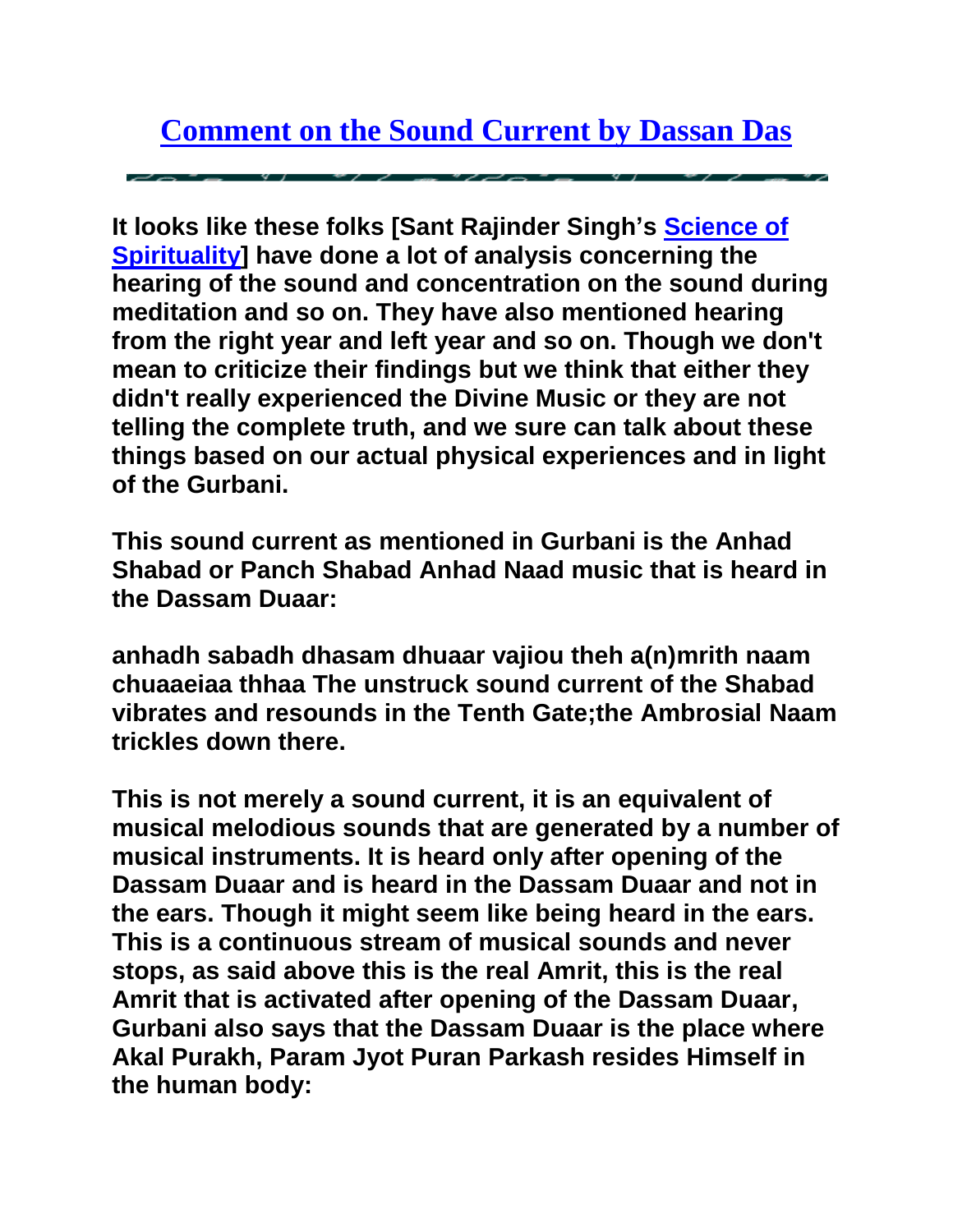# [Comment on the Sound Current by Dassan Das]()

**It looks like these folks [Sant Rajinder Singh's [Science of Spirituality]()] have done a lot of analysis concerning the hearing of the sound and concentration on the sound during meditation and so on. They have also mentioned hearing from the right year and left year and so on. Though we don't mean to criticize their findings but we think that either they didn't really experienced the Divine Music or they are not telling the complete truth, and we sure can talk about these things based on our actual physical experiences and in light of the Gurbani.**

**This sound current as mentioned in Gurbani is the Anhad Shabad or Panch Shabad Anhad Naad music that is heard in the Dassam Duaar:**

**anhadh sabadh dhasam dhuaar vajiou theh a(n)mrith naam chuaaeiaa thhaa The unstruck sound current of the Shabad vibrates and resounds in the Tenth Gate;the Ambrosial Naam trickles down there.**

**This is not merely a sound current, it is an equivalent of musical melodious sounds that are generated by a number of musical instruments. It is heard only after opening of the Dassam Duaar and is heard in the Dassam Duaar and not in the ears. Though it might seem like being heard in the ears. This is a continuous stream of musical sounds and never stops, as said above this is the real Amrit, this is the real Amrit that is activated after opening of the Dassam Duaar, Gurbani also says that the Dassam Duaar is the place where Akal Purakh, Param Jyot Puran Parkash resides Himself in the human body:**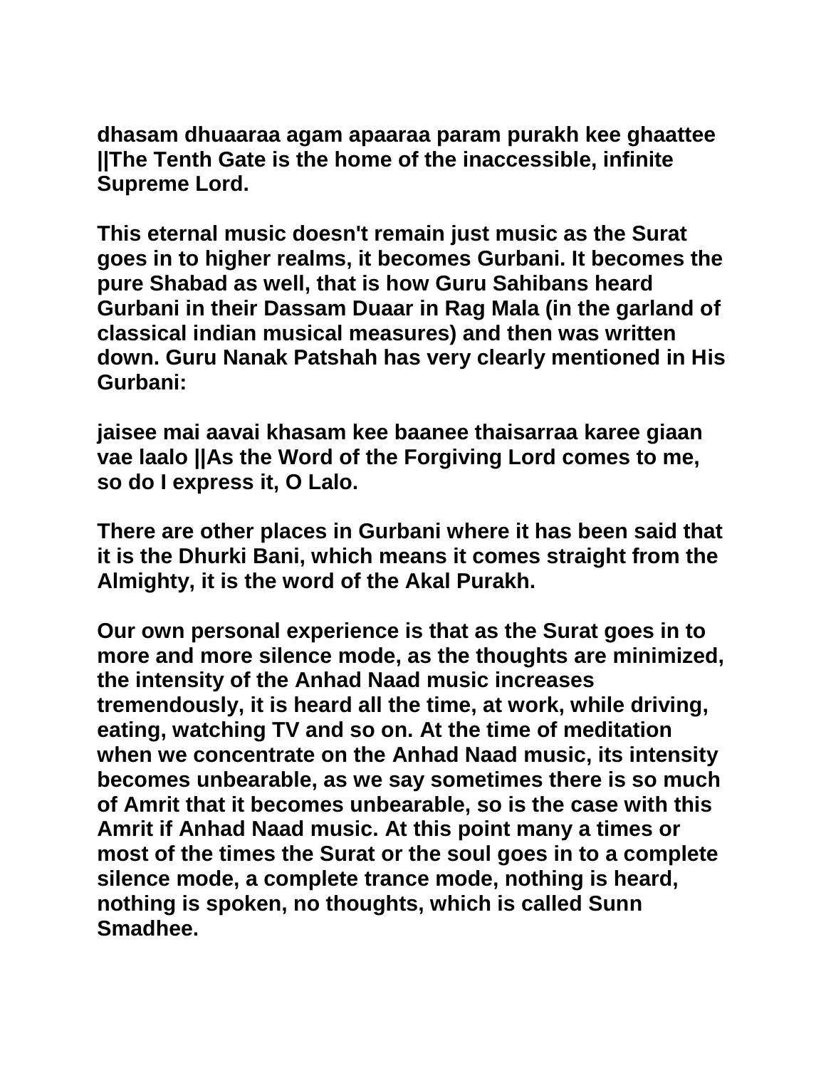**dhasam dhuaaraa agam apaaraa param purakh kee ghaattee ||The Tenth Gate is the home of the inaccessible, infinite Supreme Lord.**

**This eternal music doesn't remain just music as the Surat goes in to higher realms, it becomes Gurbani. It becomes the pure Shabad as well, that is how Guru Sahibans heard Gurbani in their Dassam Duaar in Rag Mala (in the garland of classical indian musical measures) and then was written down. Guru Nanak Patshah has very clearly mentioned in His Gurbani:**

**jaisee mai aavai khasam kee baanee thaisarraa karee giaan vae laalo ||As the Word of the Forgiving Lord comes to me, so do I express it, O Lalo.**

**There are other places in Gurbani where it has been said that it is the Dhurki Bani, which means it comes straight from the Almighty, it is the word of the Akal Purakh.**

**Our own personal experience is that as the Surat goes in to more and more silence mode, as the thoughts are minimized, the intensity of the Anhad Naad music increases tremendously, it is heard all the time, at work, while driving, eating, watching TV and so on. At the time of meditation when we concentrate on the Anhad Naad music, its intensity becomes unbearable, as we say sometimes there is so much of Amrit that it becomes unbearable, so is the case with this Amrit if Anhad Naad music. At this point many a times or most of the times the Surat or the soul goes in to a complete silence mode, a complete trance mode, nothing is heard, nothing is spoken, no thoughts, which is called Sunn Smadhee.**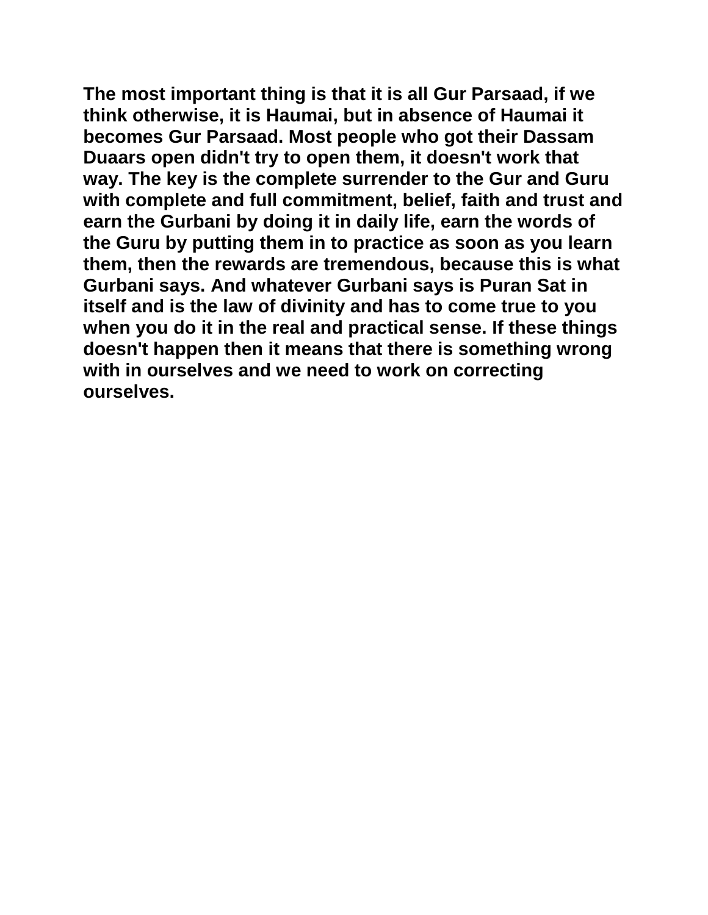**The most important thing is that it is all Gur Parsaad, if we think otherwise, it is Haumai, but in absence of Haumai it becomes Gur Parsaad. Most people who got their Dassam Duaars open didn't try to open them, it doesn't work that way. The key is the complete surrender to the Gur and Guru with complete and full commitment, belief, faith and trust and earn the Gurbani by doing it in daily life, earn the words of the Guru by putting them in to practice as soon as you learn them, then the rewards are tremendous, because this is what Gurbani says. And whatever Gurbani says is Puran Sat in itself and is the law of divinity and has to come true to you when you do it in the real and practical sense. If these things doesn't happen then it means that there is something wrong with in ourselves and we need to work on correcting ourselves.**